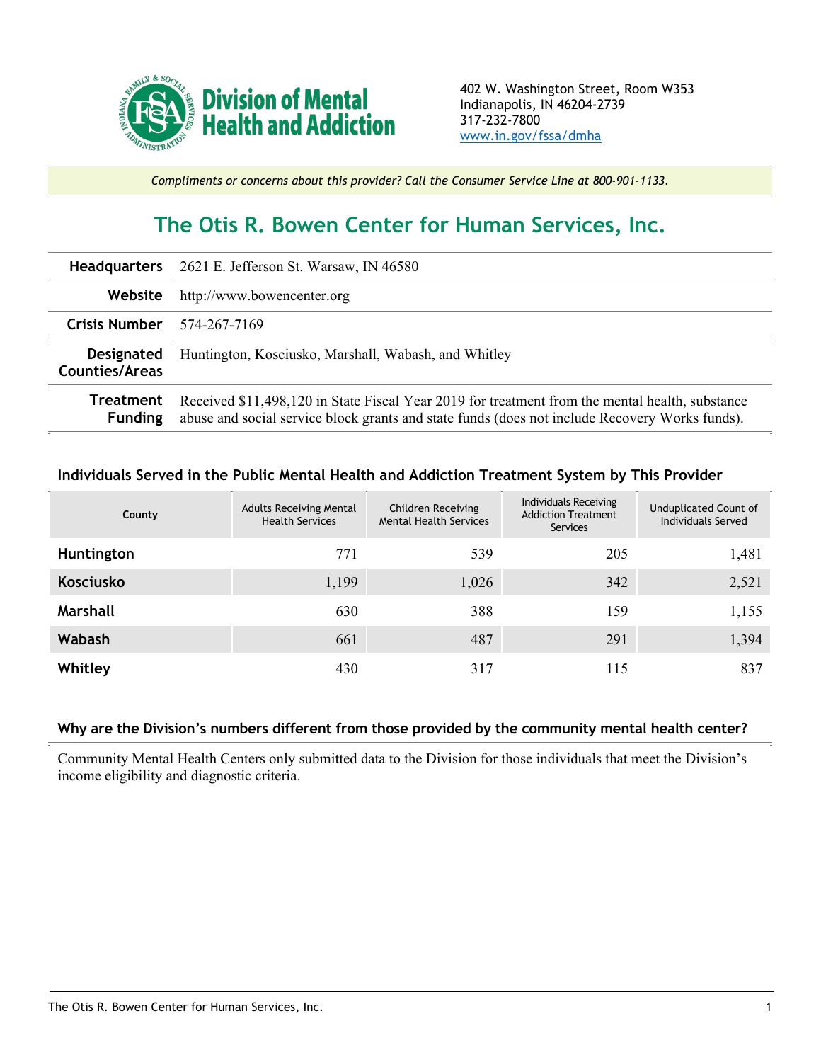**Division of Mental Health and Addiction**

402 W. Washington Street, Room W353
Indianapolis, IN 46204-2739
317-232-7800
www.in.gov/fssa/dmha

*Compliments or concerns about this provider? Call the Consumer Service Line at 800-901-1133.*

# The Otis R. Bowen Center for Human Services, Inc.

| | |
|---|---|
| **Headquarters** | 2621 E. Jefferson St. Warsaw, IN 46580 |
| **Website** | http://www.bowencenter.org |
| **Crisis Number** | 574-267-7169 |
| **Designated Counties/Areas** | Huntington, Kosciusko, Marshall, Wabash, and Whitley |
| **Treatment Funding** | Received $11,498,120 in State Fiscal Year 2019 for treatment from the mental health, substance abuse and social service block grants and state funds (does not include Recovery Works funds). |

### Individuals Served in the Public Mental Health and Addiction Treatment System by This Provider

| County | Adults Receiving Mental Health Services | Children Receiving Mental Health Services | Individuals Receiving Addiction Treatment Services | Unduplicated Count of Individuals Served |
|---|---|---|---|---|
| **Huntington** | 771 | 539 | 205 | 1,481 |
| **Kosciusko** | 1,199 | 1,026 | 342 | 2,521 |
| **Marshall** | 630 | 388 | 159 | 1,155 |
| **Wabash** | 661 | 487 | 291 | 1,394 |
| **Whitley** | 430 | 317 | 115 | 837 |

### Why are the Division's numbers different from those provided by the community mental health center?

Community Mental Health Centers only submitted data to the Division for those individuals that meet the Division's income eligibility and diagnostic criteria.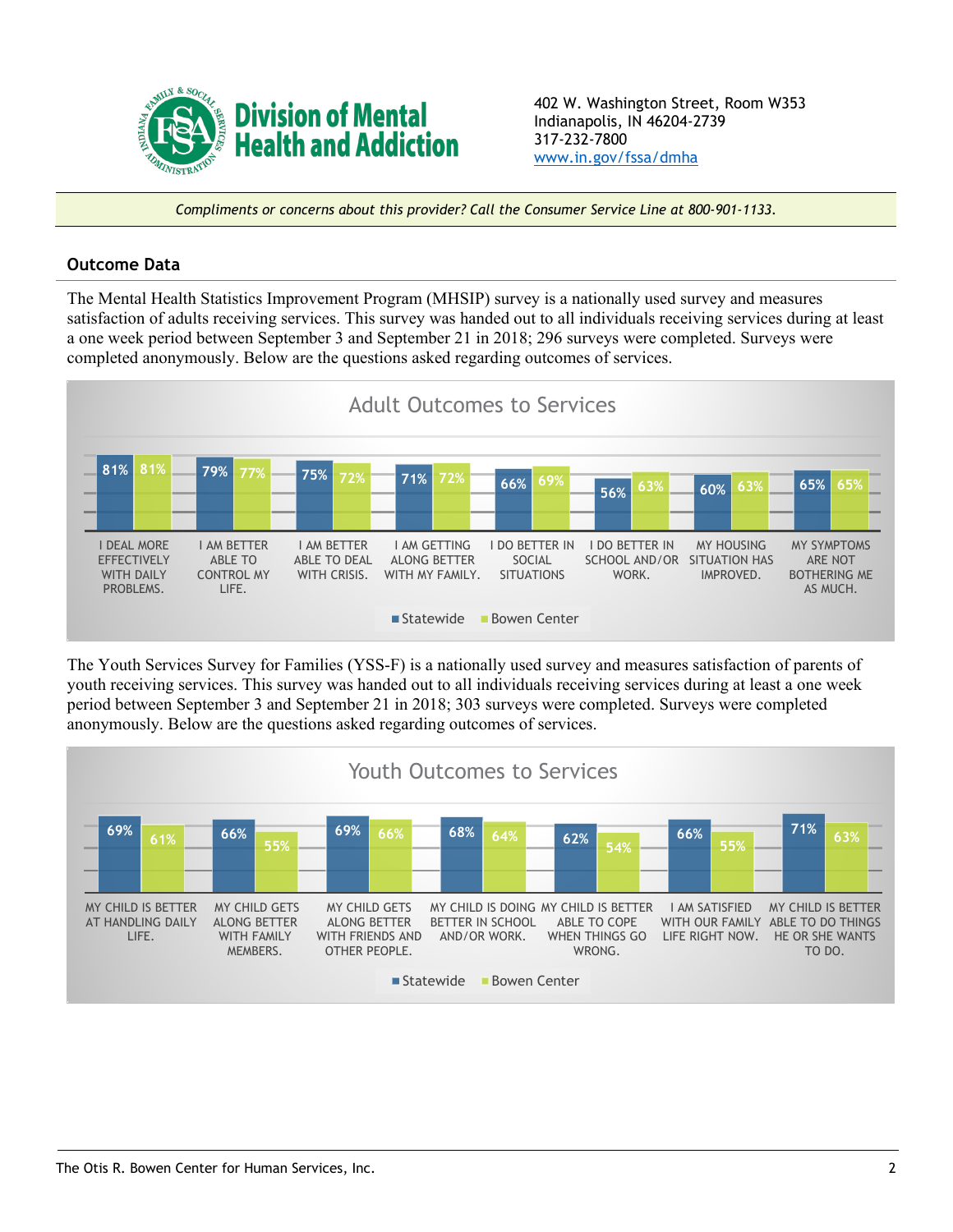Division of Mental Health and Addiction

402 W. Washington Street, Room W353
Indianapolis, IN 46204-2739
317-232-7800
www.in.gov/fssa/dmha

*Compliments or concerns about this provider? Call the Consumer Service Line at 800-901-1133.*

## Outcome Data

The Mental Health Statistics Improvement Program (MHSIP) survey is a nationally used survey and measures satisfaction of adults receiving services. This survey was handed out to all individuals receiving services during at least a one week period between September 3 and September 21 in 2018; 296 surveys were completed. Surveys were completed anonymously. Below are the questions asked regarding outcomes of services.

Adult Outcomes to Services

I DEAL MORE EFFECTIVELY WITH DAILY PROBLEMS.
81% 81%

I AM BETTER ABLE TO CONTROL MY LIFE.
79% 77%

I AM BETTER ABLE TO DEAL WITH CRISIS.
75% 72%

I AM GETTING ALONG BETTER WITH MY FAMILY.
71% 72%

I DO BETTER IN SOCIAL SITUATIONS
66% 69%

I DO BETTER IN SCHOOL AND/OR WORK.
56% 63%

MY HOUSING SITUATION HAS IMPROVED.
60% 63%

MY SYMPTOMS ARE NOT BOTHERING ME AS MUCH.
65% 65%

Statewide
Bowen Center

The Youth Services Survey for Families (YSS-F) is a nationally used survey and measures satisfaction of parents of youth receiving services. This survey was handed out to all individuals receiving services during at least a one week period between September 3 and September 21 in 2018; 303 surveys were completed. Surveys were completed anonymously. Below are the questions asked regarding outcomes of services.

Youth Outcomes to Services

MY CHILD IS BETTER AT HANDLING DAILY LIFE.
69% 61%

MY CHILD GETS ALONG BETTER WITH FAMILY MEMBERS.
66% 55%

MY CHILD GETS ALONG BETTER WITH FRIENDS AND OTHER PEOPLE.
69% 66%

MY CHILD IS DOING BETTER IN SCHOOL AND/OR WORK.
68% 64%

MY CHILD IS BETTER ABLE TO COPE WHEN THINGS GO WRONG.
62% 54%

I AM SATISFIED WITH OUR FAMILY LIFE RIGHT NOW.
66% 55%

MY CHILD IS BETTER ABLE TO DO THINGS HE OR SHE WANTS TO DO.
71% 63%

Statewide
Bowen Center